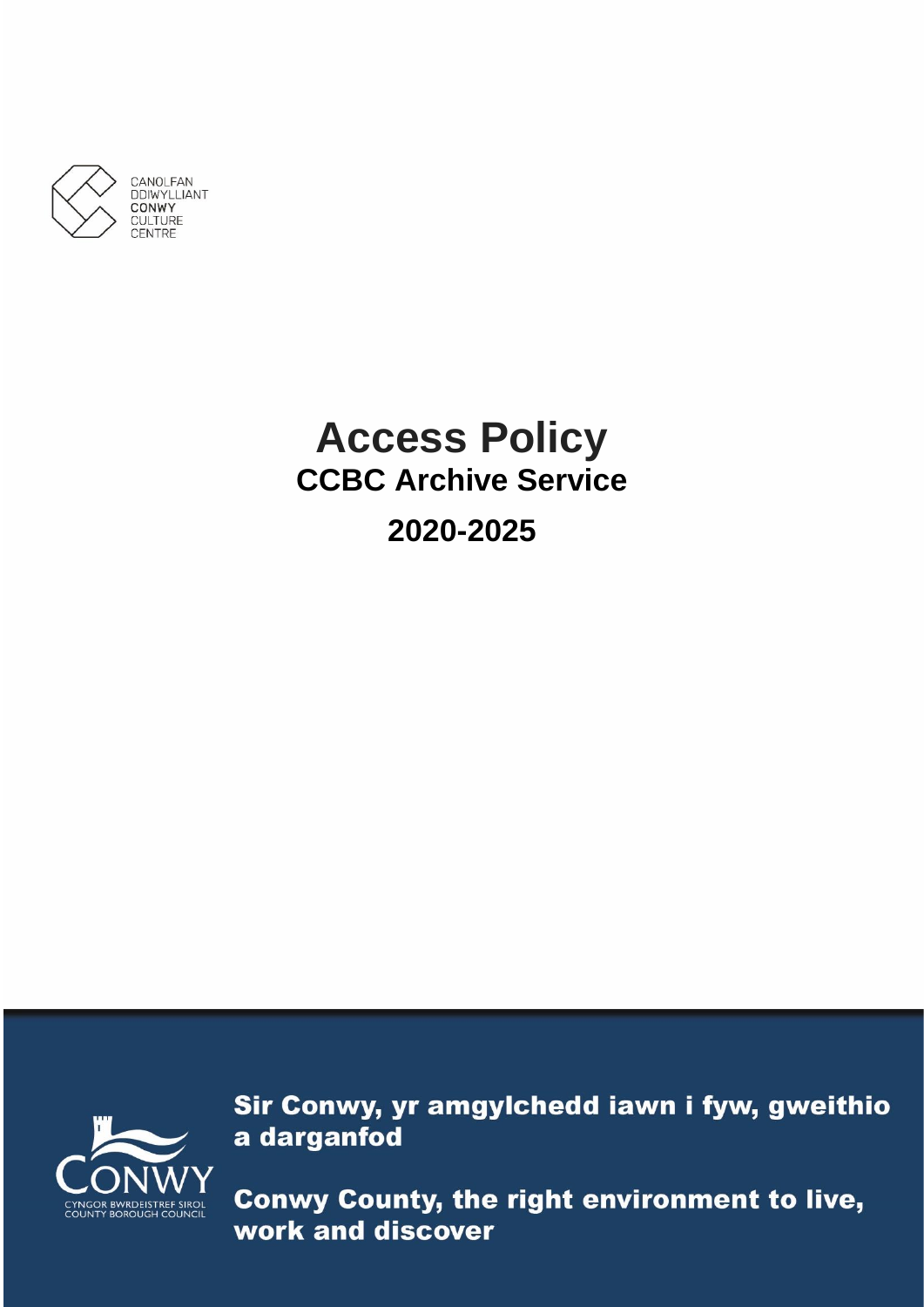CANOLFAN
DDIWYLLIANT
CONWY
CULTURE
CENTRE

# Access Policy

## CCBC Archive Service

## 2020-2025

CONWY
CYNGOR BWRDEISTREF SIROL
COUNTY BOROUGH COUNCIL

**Sir Conwy, yr amgylchedd iawn i fyw, gweithio a darganfod**

**Conwy County, the right environment to live, work and discover**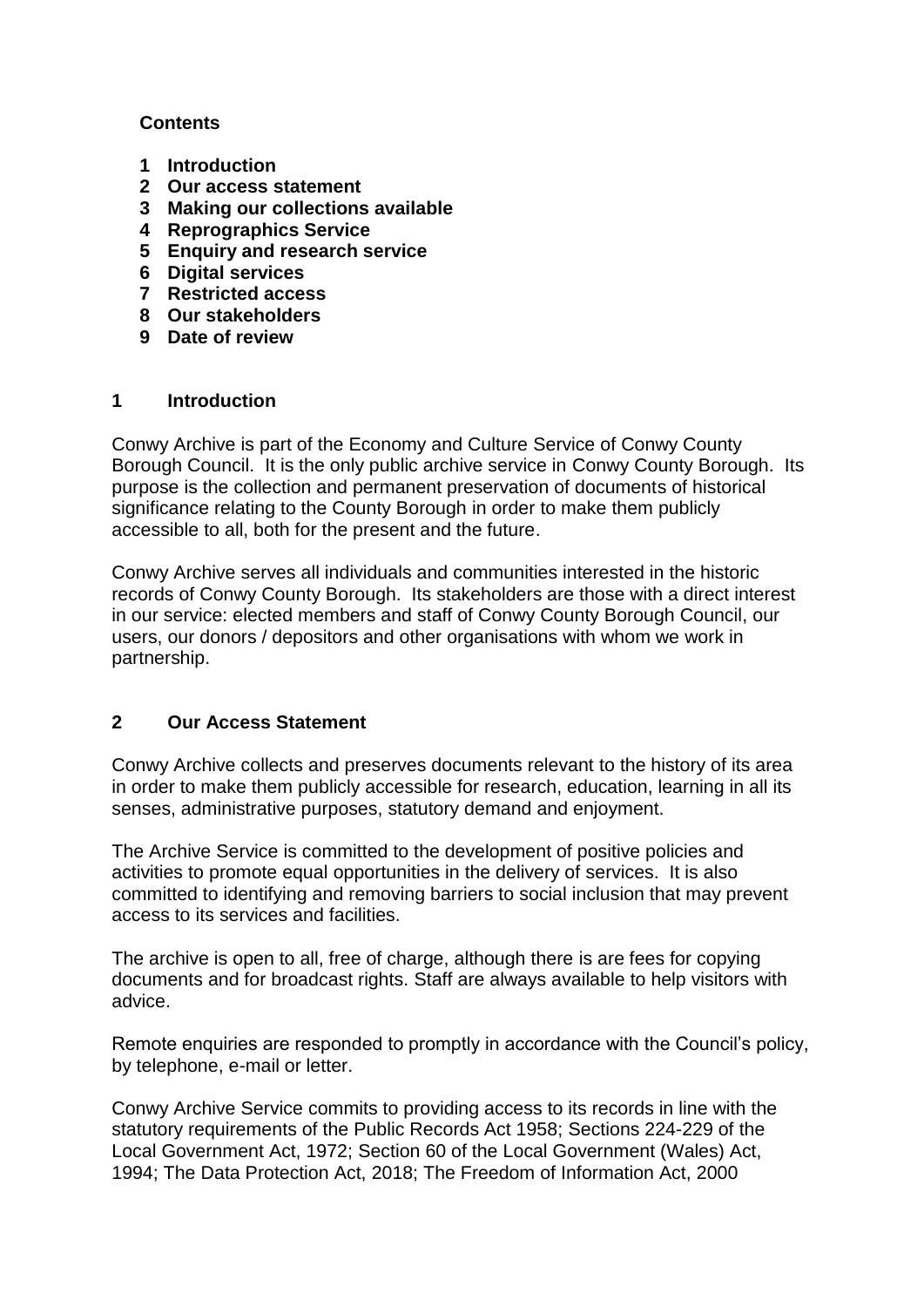**Contents**

1. **Introduction**
2. **Our access statement**
3. **Making our collections available**
4. **Reprographics Service**
5. **Enquiry and research service**
6. **Digital services**
7. **Restricted access**
8. **Our stakeholders**
9. **Date of review**

## 1 Introduction

Conwy Archive is part of the Economy and Culture Service of Conwy County Borough Council. It is the only public archive service in Conwy County Borough. Its purpose is the collection and permanent preservation of documents of historical significance relating to the County Borough in order to make them publicly accessible to all, both for the present and the future.

Conwy Archive serves all individuals and communities interested in the historic records of Conwy County Borough. Its stakeholders are those with a direct interest in our service: elected members and staff of Conwy County Borough Council, our users, our donors / depositors and other organisations with whom we work in partnership.

## 2 Our Access Statement

Conwy Archive collects and preserves documents relevant to the history of its area in order to make them publicly accessible for research, education, learning in all its senses, administrative purposes, statutory demand and enjoyment.

The Archive Service is committed to the development of positive policies and activities to promote equal opportunities in the delivery of services. It is also committed to identifying and removing barriers to social inclusion that may prevent access to its services and facilities.

The archive is open to all, free of charge, although there is are fees for copying documents and for broadcast rights. Staff are always available to help visitors with advice.

Remote enquiries are responded to promptly in accordance with the Council's policy, by telephone, e-mail or letter.

Conwy Archive Service commits to providing access to its records in line with the statutory requirements of the Public Records Act 1958; Sections 224-229 of the Local Government Act, 1972; Section 60 of the Local Government (Wales) Act, 1994; The Data Protection Act, 2018; The Freedom of Information Act, 2000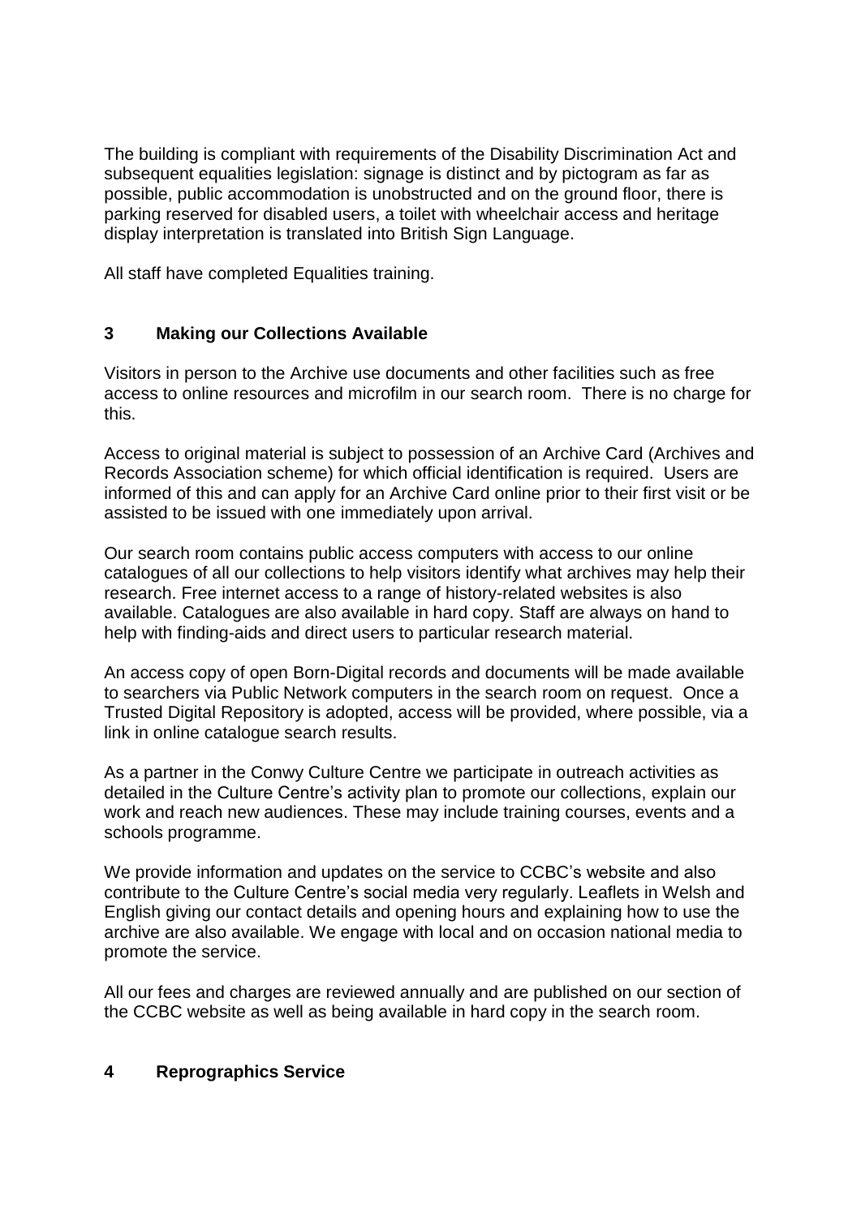The building is compliant with requirements of the Disability Discrimination Act and subsequent equalities legislation: signage is distinct and by pictogram as far as possible, public accommodation is unobstructed and on the ground floor, there is parking reserved for disabled users, a toilet with wheelchair access and heritage display interpretation is translated into British Sign Language.

All staff have completed Equalities training.

## 3 Making our Collections Available

Visitors in person to the Archive use documents and other facilities such as free access to online resources and microfilm in our search room. There is no charge for this.

Access to original material is subject to possession of an Archive Card (Archives and Records Association scheme) for which official identification is required. Users are informed of this and can apply for an Archive Card online prior to their first visit or be assisted to be issued with one immediately upon arrival.

Our search room contains public access computers with access to our online catalogues of all our collections to help visitors identify what archives may help their research. Free internet access to a range of history-related websites is also available. Catalogues are also available in hard copy. Staff are always on hand to help with finding-aids and direct users to particular research material.

An access copy of open Born-Digital records and documents will be made available to searchers via Public Network computers in the search room on request. Once a Trusted Digital Repository is adopted, access will be provided, where possible, via a link in online catalogue search results.

As a partner in the Conwy Culture Centre we participate in outreach activities as detailed in the Culture Centre's activity plan to promote our collections, explain our work and reach new audiences. These may include training courses, events and a schools programme.

We provide information and updates on the service to CCBC's website and also contribute to the Culture Centre's social media very regularly. Leaflets in Welsh and English giving our contact details and opening hours and explaining how to use the archive are also available. We engage with local and on occasion national media to promote the service.

All our fees and charges are reviewed annually and are published on our section of the CCBC website as well as being available in hard copy in the search room.

## 4 Reprographics Service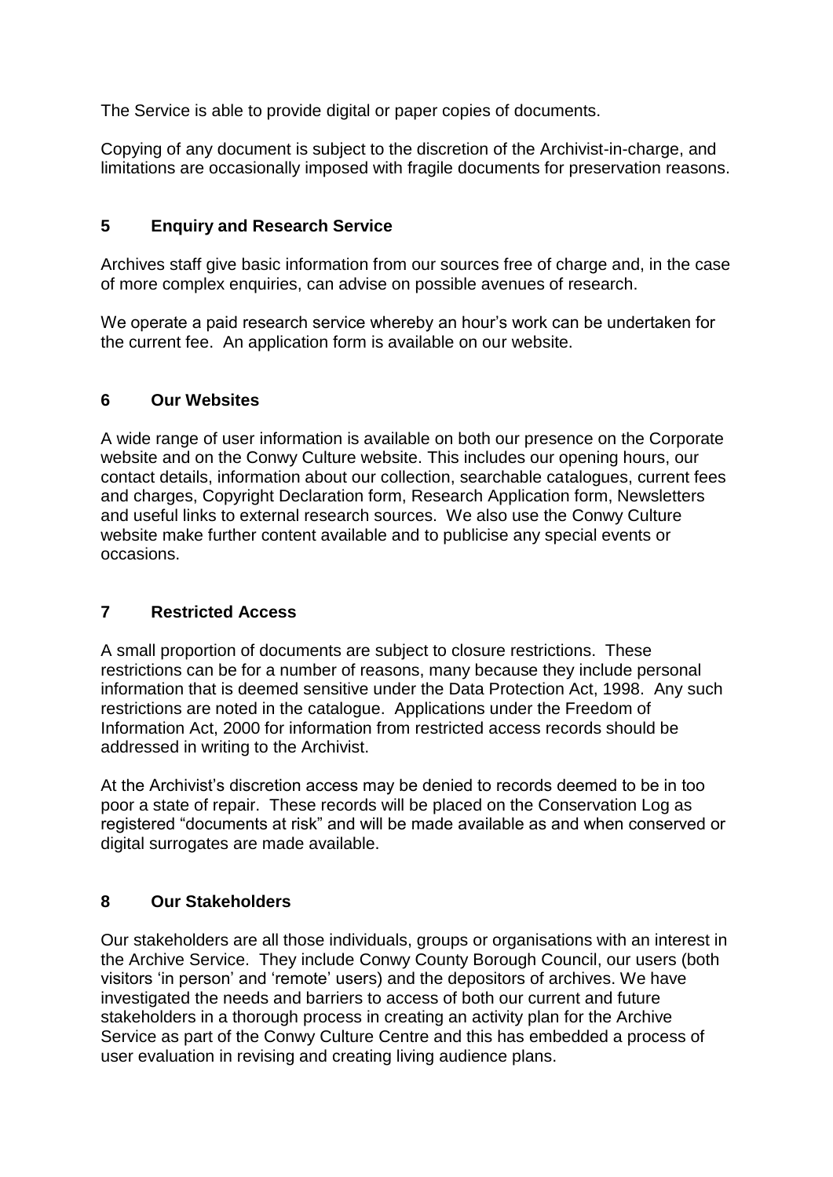The Service is able to provide digital or paper copies of documents.

Copying of any document is subject to the discretion of the Archivist-in-charge, and limitations are occasionally imposed with fragile documents for preservation reasons.

## 5 Enquiry and Research Service

Archives staff give basic information from our sources free of charge and, in the case of more complex enquiries, can advise on possible avenues of research.

We operate a paid research service whereby an hour's work can be undertaken for the current fee. An application form is available on our website.

## 6 Our Websites

A wide range of user information is available on both our presence on the Corporate website and on the Conwy Culture website. This includes our opening hours, our contact details, information about our collection, searchable catalogues, current fees and charges, Copyright Declaration form, Research Application form, Newsletters and useful links to external research sources. We also use the Conwy Culture website make further content available and to publicise any special events or occasions.

## 7 Restricted Access

A small proportion of documents are subject to closure restrictions. These restrictions can be for a number of reasons, many because they include personal information that is deemed sensitive under the Data Protection Act, 1998. Any such restrictions are noted in the catalogue. Applications under the Freedom of Information Act, 2000 for information from restricted access records should be addressed in writing to the Archivist.

At the Archivist's discretion access may be denied to records deemed to be in too poor a state of repair. These records will be placed on the Conservation Log as registered "documents at risk" and will be made available as and when conserved or digital surrogates are made available.

## 8 Our Stakeholders

Our stakeholders are all those individuals, groups or organisations with an interest in the Archive Service. They include Conwy County Borough Council, our users (both visitors 'in person' and 'remote' users) and the depositors of archives. We have investigated the needs and barriers to access of both our current and future stakeholders in a thorough process in creating an activity plan for the Archive Service as part of the Conwy Culture Centre and this has embedded a process of user evaluation in revising and creating living audience plans.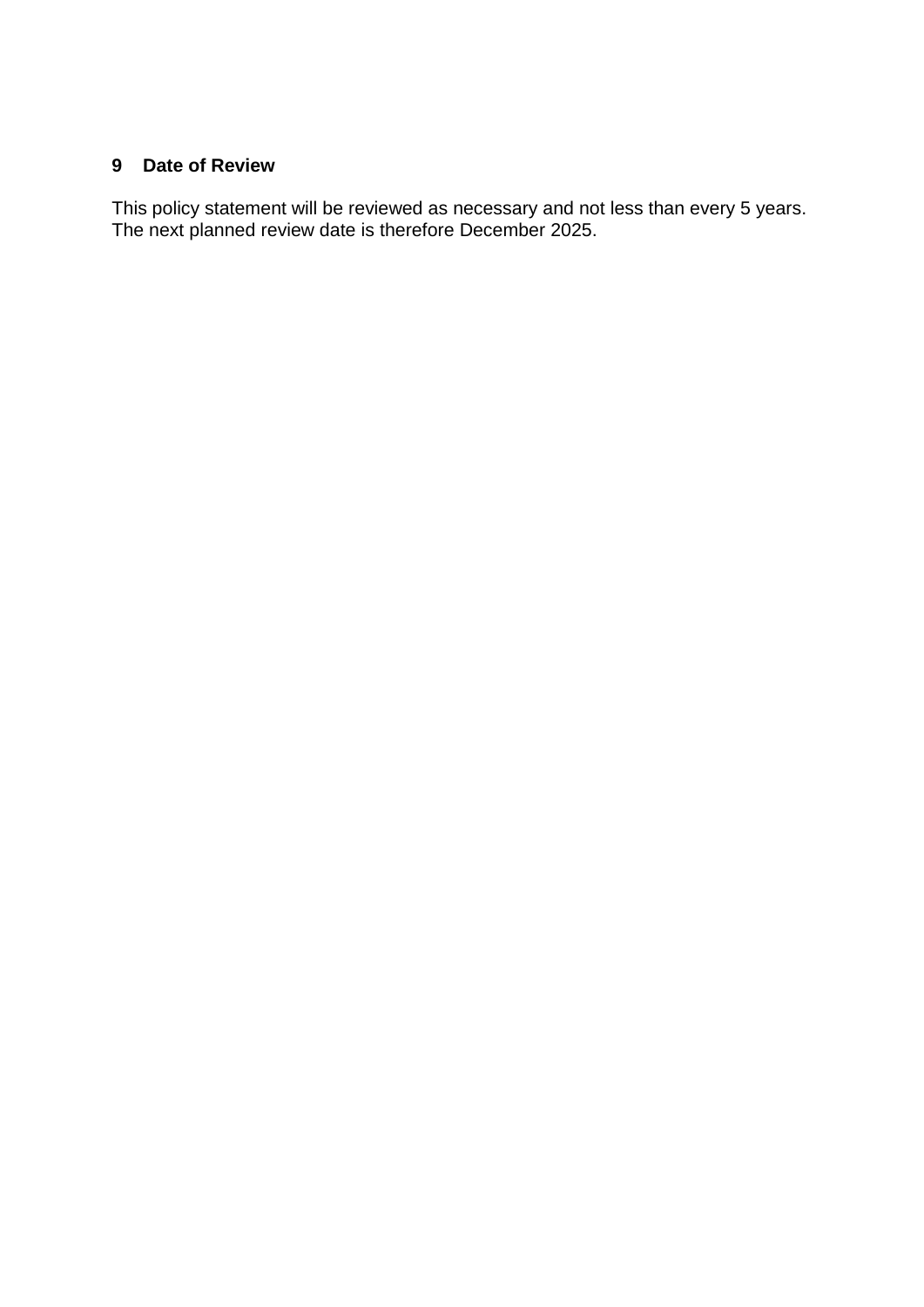## 9 Date of Review

This policy statement will be reviewed as necessary and not less than every 5 years. The next planned review date is therefore December 2025.